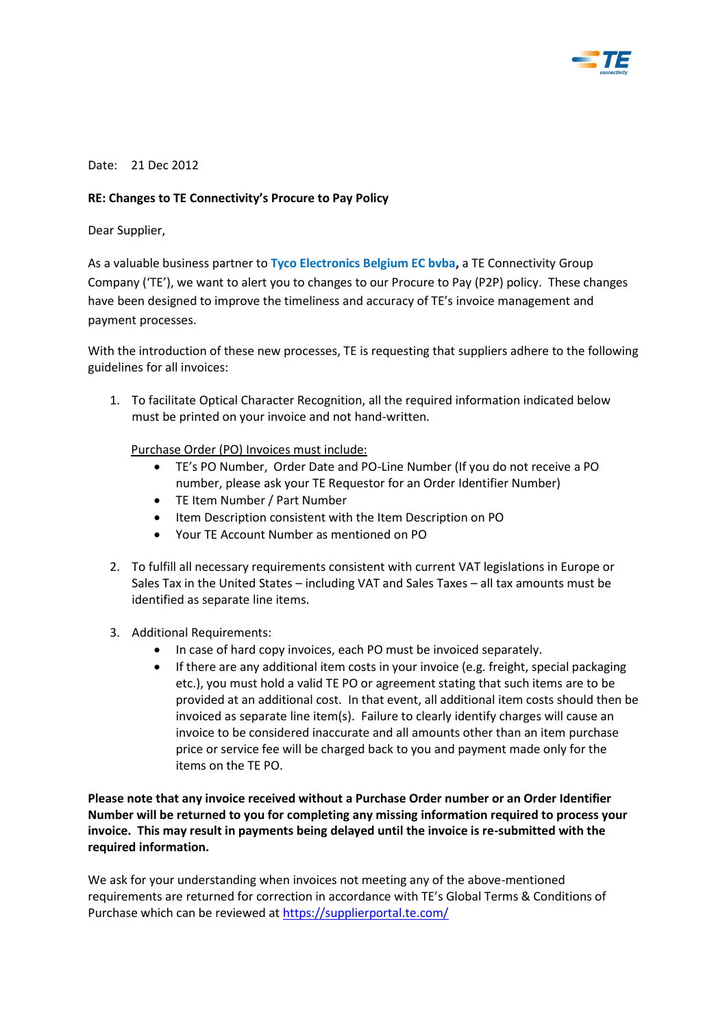Date: 21 Dec 2012

**RE: Changes to TE Connectivity's Procure to Pay Policy**

Dear Supplier,

As a valuable business partner to **Tyco Electronics Belgium EC bvba,** a TE Connectivity Group Company ('TE'), we want to alert you to changes to our Procure to Pay (P2P) policy. These changes have been designed to improve the timeliness and accuracy of TE's invoice management and payment processes.

With the introduction of these new processes, TE is requesting that suppliers adhere to the following guidelines for all invoices:

1. To facilitate Optical Character Recognition, all the required information indicated below must be printed on your invoice and not hand-written.

   Purchase Order (PO) Invoices must include:
   - TE's PO Number, Order Date and PO-Line Number (If you do not receive a PO number, please ask your TE Requestor for an Order Identifier Number)
   - TE Item Number / Part Number
   - Item Description consistent with the Item Description on PO
   - Your TE Account Number as mentioned on PO

2. To fulfill all necessary requirements consistent with current VAT legislations in Europe or Sales Tax in the United States – including VAT and Sales Taxes – all tax amounts must be identified as separate line items.

3. Additional Requirements:
   - In case of hard copy invoices, each PO must be invoiced separately.
   - If there are any additional item costs in your invoice (e.g. freight, special packaging etc.), you must hold a valid TE PO or agreement stating that such items are to be provided at an additional cost. In that event, all additional item costs should then be invoiced as separate line item(s). Failure to clearly identify charges will cause an invoice to be considered inaccurate and all amounts other than an item purchase price or service fee will be charged back to you and payment made only for the items on the TE PO.

**Please note that any invoice received without a Purchase Order number or an Order Identifier Number will be returned to you for completing any missing information required to process your invoice. This may result in payments being delayed until the invoice is re-submitted with the required information.**

We ask for your understanding when invoices not meeting any of the above-mentioned requirements are returned for correction in accordance with TE's Global Terms & Conditions of Purchase which can be reviewed at https://supplierportal.te.com/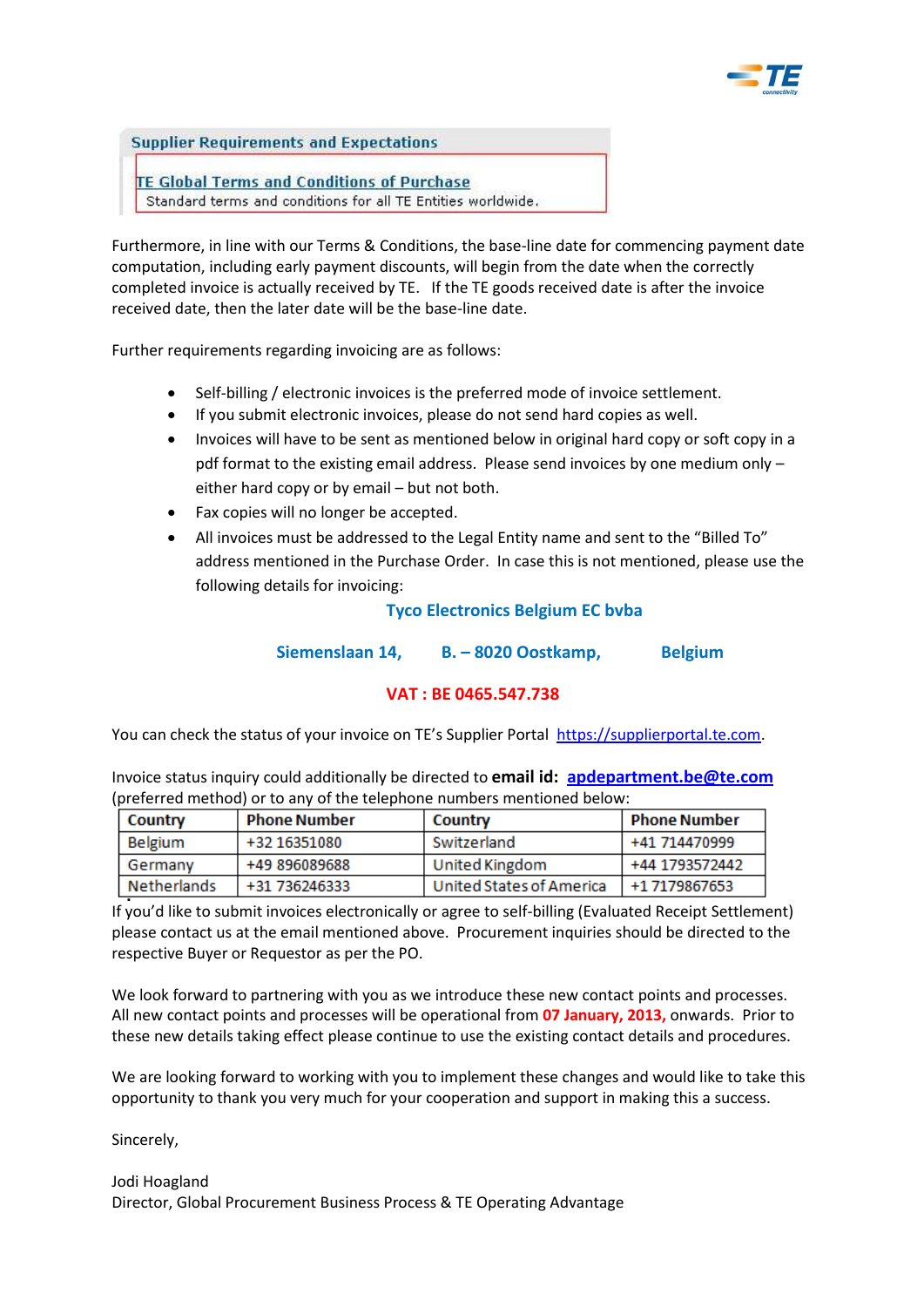**Supplier Requirements and Expectations**

[TE Global Terms and Conditions of Purchase](#)
Standard terms and conditions for all TE Entities worldwide.

Furthermore, in line with our Terms & Conditions, the base-line date for commencing payment date computation, including early payment discounts, will begin from the date when the correctly completed invoice is actually received by TE. If the TE goods received date is after the invoice received date, then the later date will be the base-line date.

Further requirements regarding invoicing are as follows:

- Self-billing / electronic invoices is the preferred mode of invoice settlement.
- If you submit electronic invoices, please do not send hard copies as well.
- Invoices will have to be sent as mentioned below in original hard copy or soft copy in a pdf format to the existing email address. Please send invoices by one medium only – either hard copy or by email – but not both.
- Fax copies will no longer be accepted.
- All invoices must be addressed to the Legal Entity name and sent to the "Billed To" address mentioned in the Purchase Order. In case this is not mentioned, please use the following details for invoicing:

**Tyco Electronics Belgium EC bvba**

**Siemenslaan 14, B. – 8020 Oostkamp, Belgium**

**VAT : BE 0465.547.738**

You can check the status of your invoice on TE's Supplier Portal https://supplierportal.te.com.

Invoice status inquiry could additionally be directed to **email id: apdepartment.be@te.com** (preferred method) or to any of the telephone numbers mentioned below:

| Country | Phone Number | Country | Phone Number |
|---|---|---|---|
| Belgium | +32 16351080 | Switzerland | +41 714470999 |
| Germany | +49 896089688 | United Kingdom | +44 1793572442 |
| Netherlands | +31 736246333 | United States of America | +1 7179867653 |

If you'd like to submit invoices electronically or agree to self-billing (Evaluated Receipt Settlement) please contact us at the email mentioned above. Procurement inquiries should be directed to the respective Buyer or Requestor as per the PO.

We look forward to partnering with you as we introduce these new contact points and processes. All new contact points and processes will be operational from **07 January, 2013,** onwards. Prior to these new details taking effect please continue to use the existing contact details and procedures.

We are looking forward to working with you to implement these changes and would like to take this opportunity to thank you very much for your cooperation and support in making this a success.

Sincerely,

Jodi Hoagland
Director, Global Procurement Business Process & TE Operating Advantage